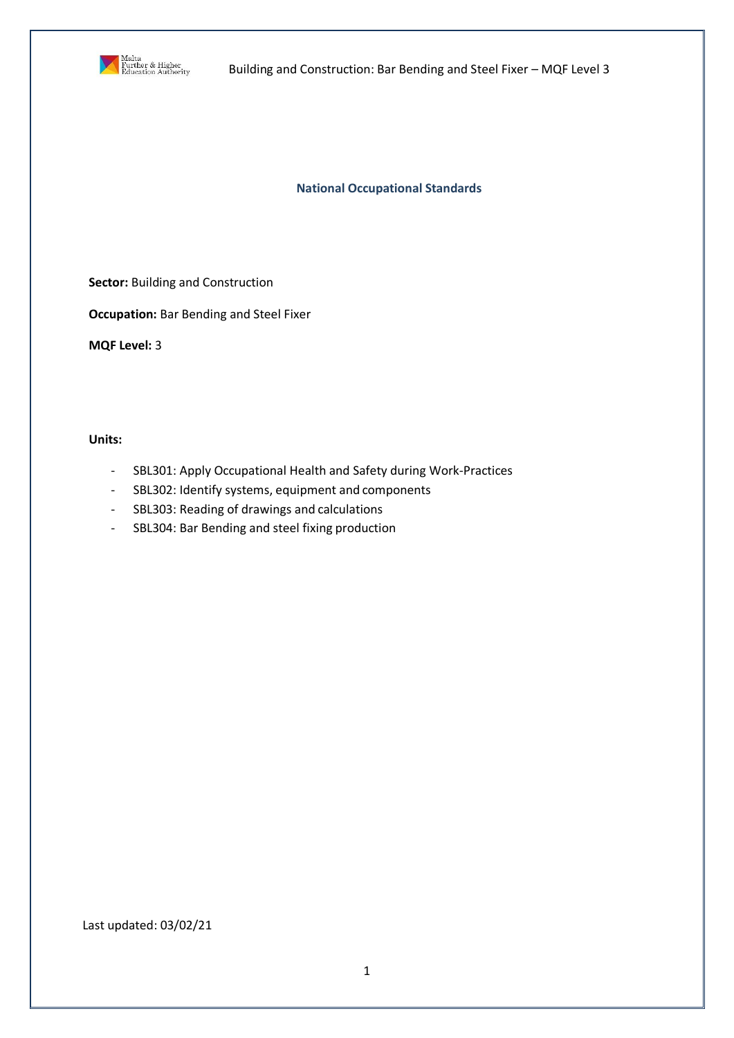## National Occupational Standards

**Sector:** Building and Construction

**Occupation:** Bar Bending and Steel Fixer

**MQF Level:** 3

**Units:**

- SBL301: Apply Occupational Health and Safety during Work-Practices
- SBL302: Identify systems, equipment and components
- SBL303: Reading of drawings and calculations
- SBL304: Bar Bending and steel fixing production

Last updated: 03/02/21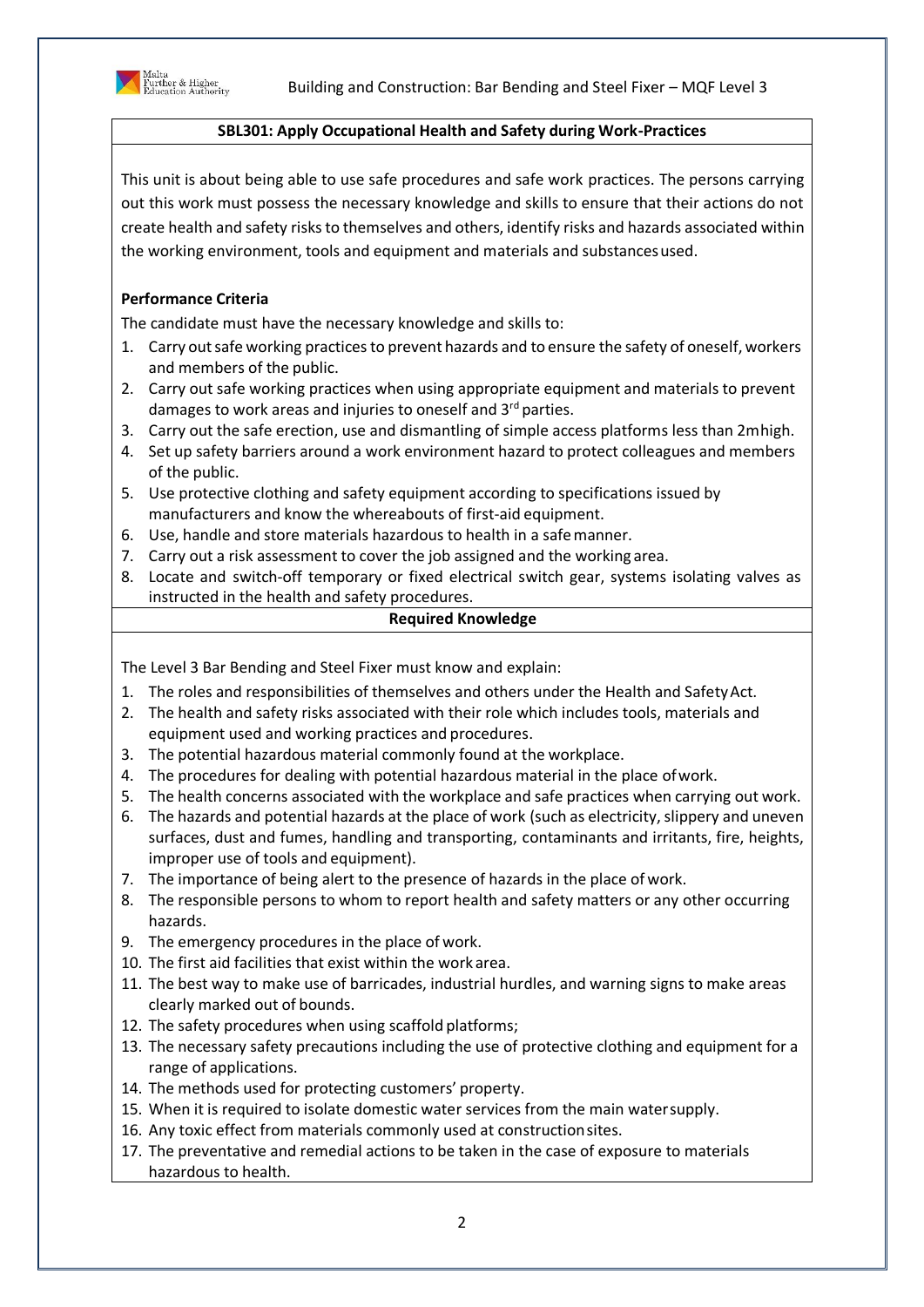## SBL301: Apply Occupational Health and Safety during Work-Practices

This unit is about being able to use safe procedures and safe work practices. The persons carrying out this work must possess the necessary knowledge and skills to ensure that their actions do not create health and safety risks to themselves and others, identify risks and hazards associated within the working environment, tools and equipment and materials and substances used.

**Performance Criteria**

The candidate must have the necessary knowledge and skills to:

1. Carry out safe working practices to prevent hazards and to ensure the safety of oneself, workers and members of the public.
2. Carry out safe working practices when using appropriate equipment and materials to prevent damages to work areas and injuries to oneself and 3rd parties.
3. Carry out the safe erection, use and dismantling of simple access platforms less than 2m high.
4. Set up safety barriers around a work environment hazard to protect colleagues and members of the public.
5. Use protective clothing and safety equipment according to specifications issued by manufacturers and know the whereabouts of first-aid equipment.
6. Use, handle and store materials hazardous to health in a safe manner.
7. Carry out a risk assessment to cover the job assigned and the working area.
8. Locate and switch-off temporary or fixed electrical switch gear, systems isolating valves as instructed in the health and safety procedures.

**Required Knowledge**

The Level 3 Bar Bending and Steel Fixer must know and explain:

1. The roles and responsibilities of themselves and others under the Health and Safety Act.
2. The health and safety risks associated with their role which includes tools, materials and equipment used and working practices and procedures.
3. The potential hazardous material commonly found at the workplace.
4. The procedures for dealing with potential hazardous material in the place of work.
5. The health concerns associated with the workplace and safe practices when carrying out work.
6. The hazards and potential hazards at the place of work (such as electricity, slippery and uneven surfaces, dust and fumes, handling and transporting, contaminants and irritants, fire, heights, improper use of tools and equipment).
7. The importance of being alert to the presence of hazards in the place of work.
8. The responsible persons to whom to report health and safety matters or any other occurring hazards.
9. The emergency procedures in the place of work.
10. The first aid facilities that exist within the work area.
11. The best way to make use of barricades, industrial hurdles, and warning signs to make areas clearly marked out of bounds.
12. The safety procedures when using scaffold platforms;
13. The necessary safety precautions including the use of protective clothing and equipment for a range of applications.
14. The methods used for protecting customers' property.
15. When it is required to isolate domestic water services from the main water supply.
16. Any toxic effect from materials commonly used at construction sites.
17. The preventative and remedial actions to be taken in the case of exposure to materials hazardous to health.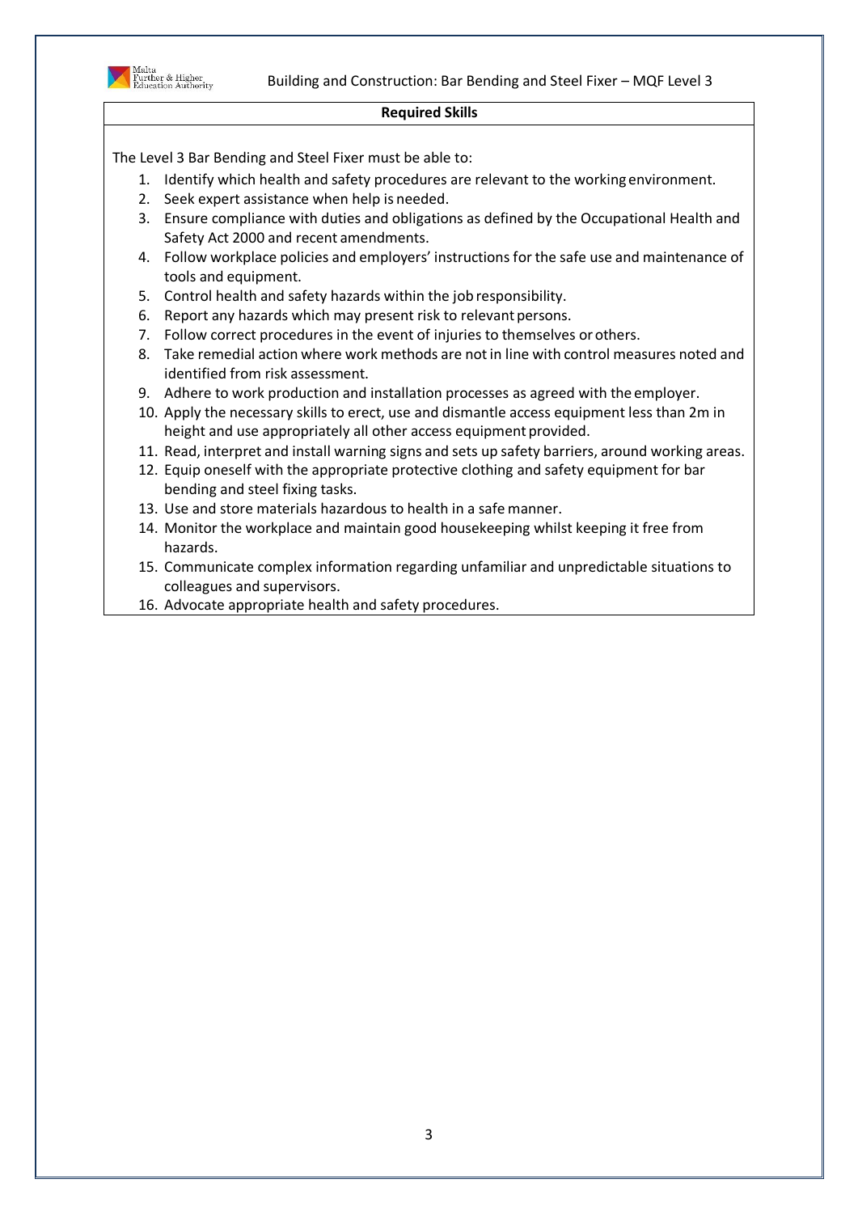## Required Skills

The Level 3 Bar Bending and Steel Fixer must be able to:

1. Identify which health and safety procedures are relevant to the working environment.
2. Seek expert assistance when help is needed.
3. Ensure compliance with duties and obligations as defined by the Occupational Health and Safety Act 2000 and recent amendments.
4. Follow workplace policies and employers' instructions for the safe use and maintenance of tools and equipment.
5. Control health and safety hazards within the job responsibility.
6. Report any hazards which may present risk to relevant persons.
7. Follow correct procedures in the event of injuries to themselves or others.
8. Take remedial action where work methods are not in line with control measures noted and identified from risk assessment.
9. Adhere to work production and installation processes as agreed with the employer.
10. Apply the necessary skills to erect, use and dismantle access equipment less than 2m in height and use appropriately all other access equipment provided.
11. Read, interpret and install warning signs and sets up safety barriers, around working areas.
12. Equip oneself with the appropriate protective clothing and safety equipment for bar bending and steel fixing tasks.
13. Use and store materials hazardous to health in a safe manner.
14. Monitor the workplace and maintain good housekeeping whilst keeping it free from hazards.
15. Communicate complex information regarding unfamiliar and unpredictable situations to colleagues and supervisors.
16. Advocate appropriate health and safety procedures.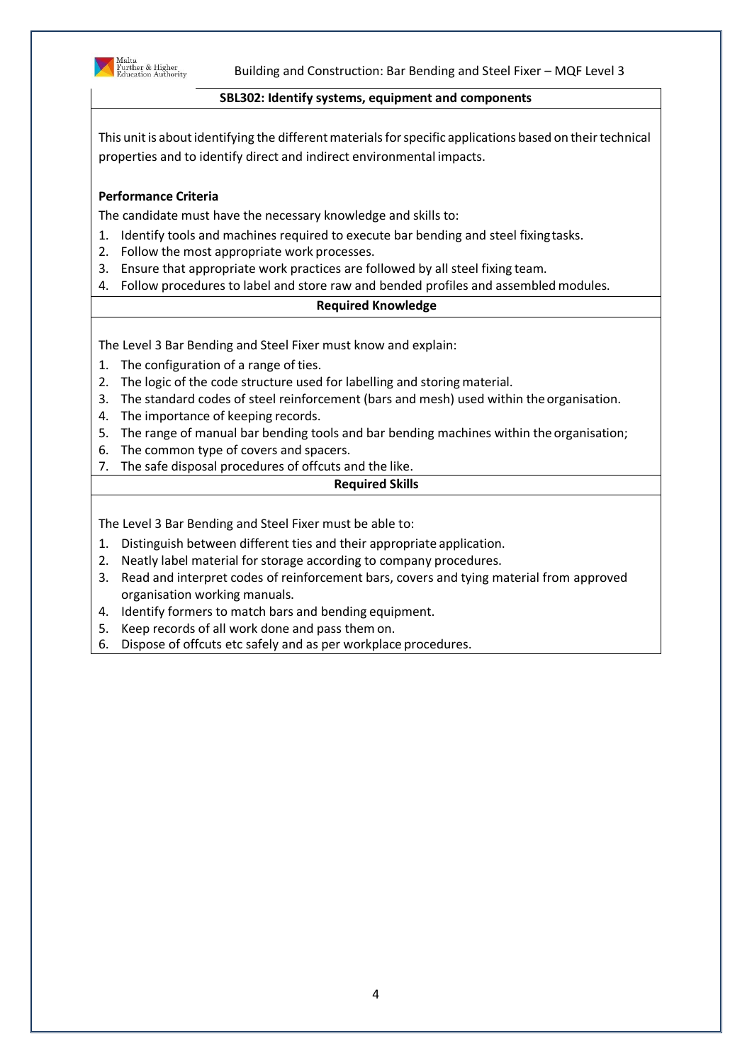## SBL302: Identify systems, equipment and components

This unit is about identifying the different materials for specific applications based on their technical properties and to identify direct and indirect environmental impacts.

**Performance Criteria**

The candidate must have the necessary knowledge and skills to:

1. Identify tools and machines required to execute bar bending and steel fixing tasks.
2. Follow the most appropriate work processes.
3. Ensure that appropriate work practices are followed by all steel fixing team.
4. Follow procedures to label and store raw and bended profiles and assembled modules.

### Required Knowledge

The Level 3 Bar Bending and Steel Fixer must know and explain:

1. The configuration of a range of ties.
2. The logic of the code structure used for labelling and storing material.
3. The standard codes of steel reinforcement (bars and mesh) used within the organisation.
4. The importance of keeping records.
5. The range of manual bar bending tools and bar bending machines within the organisation;
6. The common type of covers and spacers.
7. The safe disposal procedures of offcuts and the like.

### Required Skills

The Level 3 Bar Bending and Steel Fixer must be able to:

1. Distinguish between different ties and their appropriate application.
2. Neatly label material for storage according to company procedures.
3. Read and interpret codes of reinforcement bars, covers and tying material from approved organisation working manuals.
4. Identify formers to match bars and bending equipment.
5. Keep records of all work done and pass them on.
6. Dispose of offcuts etc safely and as per workplace procedures.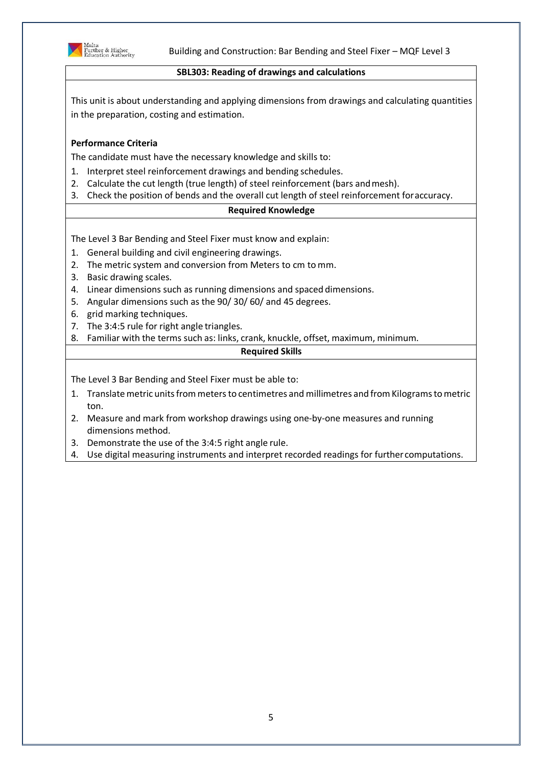## SBL303: Reading of drawings and calculations

This unit is about understanding and applying dimensions from drawings and calculating quantities in the preparation, costing and estimation.

**Performance Criteria**

The candidate must have the necessary knowledge and skills to:

1. Interpret steel reinforcement drawings and bending schedules.
2. Calculate the cut length (true length) of steel reinforcement (bars and mesh).
3. Check the position of bends and the overall cut length of steel reinforcement for accuracy.

### Required Knowledge

The Level 3 Bar Bending and Steel Fixer must know and explain:

1. General building and civil engineering drawings.
2. The metric system and conversion from Meters to cm to mm.
3. Basic drawing scales.
4. Linear dimensions such as running dimensions and spaced dimensions.
5. Angular dimensions such as the 90/ 30/ 60/ and 45 degrees.
6. grid marking techniques.
7. The 3:4:5 rule for right angle triangles.
8. Familiar with the terms such as: links, crank, knuckle, offset, maximum, minimum.

### Required Skills

The Level 3 Bar Bending and Steel Fixer must be able to:

1. Translate metric units from meters to centimetres and millimetres and from Kilograms to metric ton.
2. Measure and mark from workshop drawings using one-by-one measures and running dimensions method.
3. Demonstrate the use of the 3:4:5 right angle rule.
4. Use digital measuring instruments and interpret recorded readings for further computations.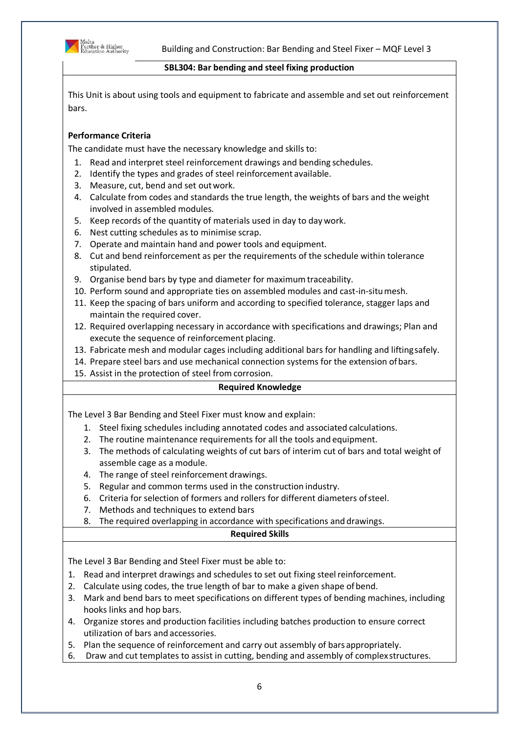## SBL304: Bar bending and steel fixing production

This Unit is about using tools and equipment to fabricate and assemble and set out reinforcement bars.

**Performance Criteria**

The candidate must have the necessary knowledge and skills to:

1. Read and interpret steel reinforcement drawings and bending schedules.
2. Identify the types and grades of steel reinforcement available.
3. Measure, cut, bend and set out work.
4. Calculate from codes and standards the true length, the weights of bars and the weight involved in assembled modules.
5. Keep records of the quantity of materials used in day to day work.
6. Nest cutting schedules as to minimise scrap.
7. Operate and maintain hand and power tools and equipment.
8. Cut and bend reinforcement as per the requirements of the schedule within tolerance stipulated.
9. Organise bend bars by type and diameter for maximum traceability.
10. Perform sound and appropriate ties on assembled modules and cast-in-situ mesh.
11. Keep the spacing of bars uniform and according to specified tolerance, stagger laps and maintain the required cover.
12. Required overlapping necessary in accordance with specifications and drawings; Plan and execute the sequence of reinforcement placing.
13. Fabricate mesh and modular cages including additional bars for handling and lifting safely.
14. Prepare steel bars and use mechanical connection systems for the extension of bars.
15. Assist in the protection of steel from corrosion.

### Required Knowledge

The Level 3 Bar Bending and Steel Fixer must know and explain:

1. Steel fixing schedules including annotated codes and associated calculations.
2. The routine maintenance requirements for all the tools and equipment.
3. The methods of calculating weights of cut bars of interim cut of bars and total weight of assemble cage as a module.
4. The range of steel reinforcement drawings.
5. Regular and common terms used in the construction industry.
6. Criteria for selection of formers and rollers for different diameters of steel.
7. Methods and techniques to extend bars
8. The required overlapping in accordance with specifications and drawings.

### Required Skills

The Level 3 Bar Bending and Steel Fixer must be able to:

1. Read and interpret drawings and schedules to set out fixing steel reinforcement.
2. Calculate using codes, the true length of bar to make a given shape of bend.
3. Mark and bend bars to meet specifications on different types of bending machines, including hooks links and hop bars.
4. Organize stores and production facilities including batches production to ensure correct utilization of bars and accessories.
5. Plan the sequence of reinforcement and carry out assembly of bars appropriately.
6. Draw and cut templates to assist in cutting, bending and assembly of complex structures.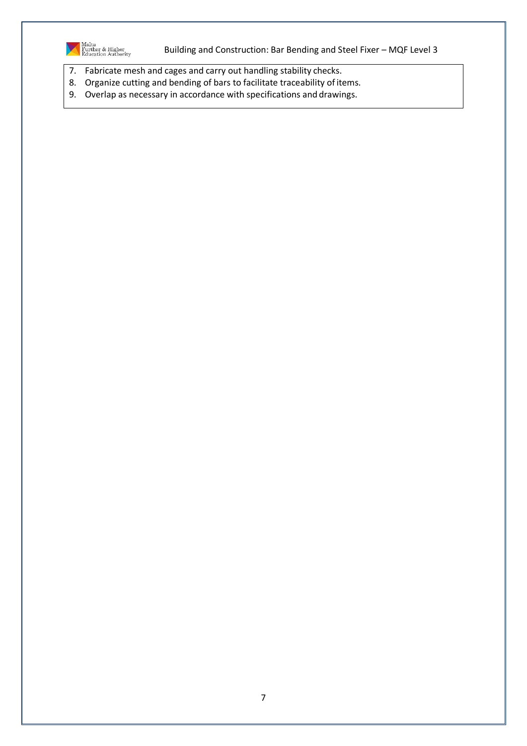7. Fabricate mesh and cages and carry out handling stability checks.
8. Organize cutting and bending of bars to facilitate traceability of items.
9. Overlap as necessary in accordance with specifications and drawings.